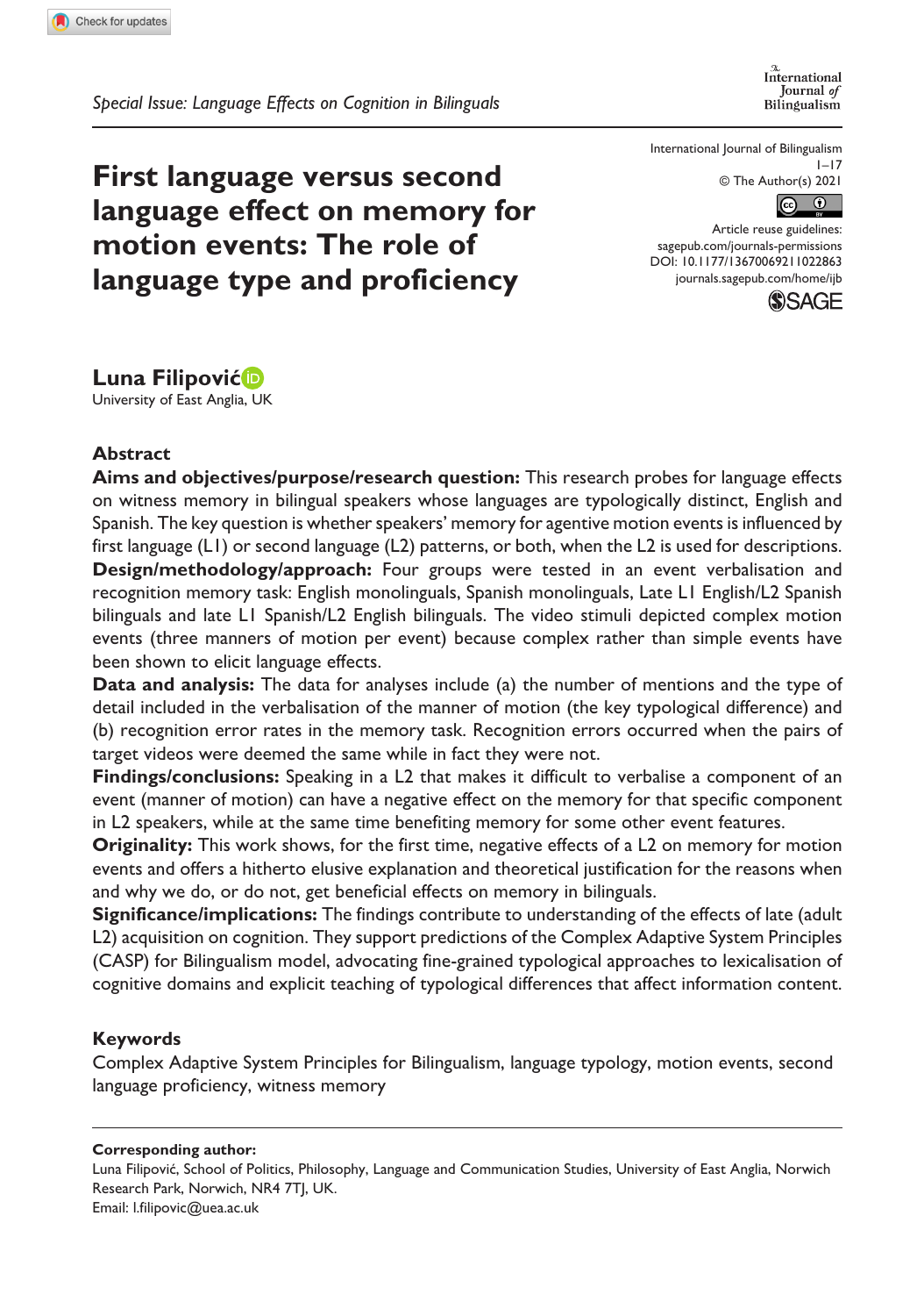*Special Issue: Language Effects on Cognition in Bilinguals*

# First language versus second language effect on memory for motion events: The role of language type and proficiency

International Journal of Bilingualism
© The Author(s) 2021
Article reuse guidelines:
sagepub.com/journals-permissions
DOI: 10.1177/13670069211022863
journals.sagepub.com/home/ijb

**Luna Filipović**
University of East Anglia, UK

## Abstract

**Aims and objectives/purpose/research question:** This research probes for language effects on witness memory in bilingual speakers whose languages are typologically distinct, English and Spanish. The key question is whether speakers' memory for agentive motion events is influenced by first language (L1) or second language (L2) patterns, or both, when the L2 is used for descriptions.

**Design/methodology/approach:** Four groups were tested in an event verbalisation and recognition memory task: English monolinguals, Spanish monolinguals, Late L1 English/L2 Spanish bilinguals and late L1 Spanish/L2 English bilinguals. The video stimuli depicted complex motion events (three manners of motion per event) because complex rather than simple events have been shown to elicit language effects.

**Data and analysis:** The data for analyses include (a) the number of mentions and the type of detail included in the verbalisation of the manner of motion (the key typological difference) and (b) recognition error rates in the memory task. Recognition errors occurred when the pairs of target videos were deemed the same while in fact they were not.

**Findings/conclusions:** Speaking in a L2 that makes it difficult to verbalise a component of an event (manner of motion) can have a negative effect on the memory for that specific component in L2 speakers, while at the same time benefiting memory for some other event features.

**Originality:** This work shows, for the first time, negative effects of a L2 on memory for motion events and offers a hitherto elusive explanation and theoretical justification for the reasons when and why we do, or do not, get beneficial effects on memory in bilinguals.

**Significance/implications:** The findings contribute to understanding of the effects of late (adult L2) acquisition on cognition. They support predictions of the Complex Adaptive System Principles (CASP) for Bilingualism model, advocating fine-grained typological approaches to lexicalisation of cognitive domains and explicit teaching of typological differences that affect information content.

## Keywords

Complex Adaptive System Principles for Bilingualism, language typology, motion events, second language proficiency, witness memory

---

**Corresponding author:**
Luna Filipović, School of Politics, Philosophy, Language and Communication Studies, University of East Anglia, Norwich Research Park, Norwich, NR4 7TJ, UK.
Email: l.filipovic@uea.ac.uk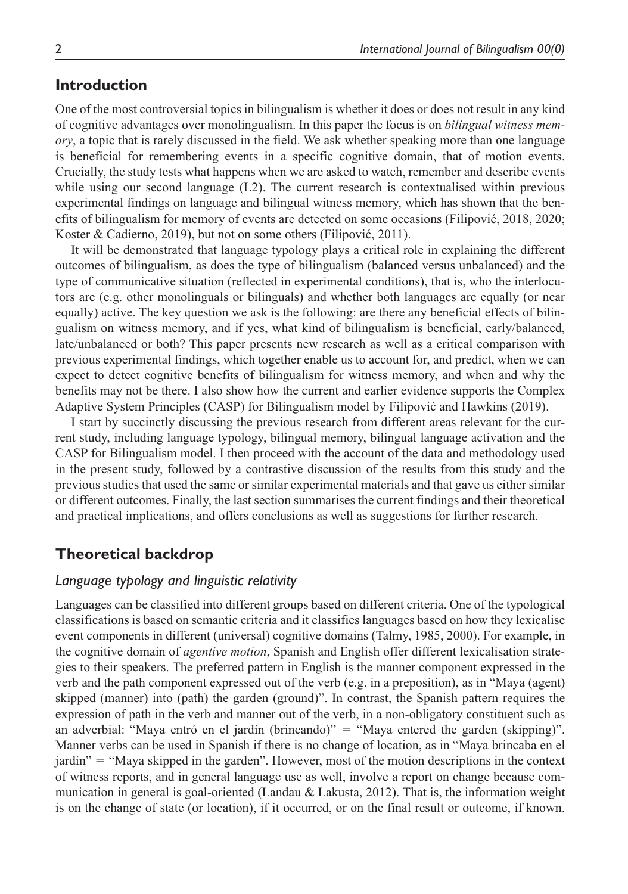## Introduction

One of the most controversial topics in bilingualism is whether it does or does not result in any kind of cognitive advantages over monolingualism. In this paper the focus is on *bilingual witness memory*, a topic that is rarely discussed in the field. We ask whether speaking more than one language is beneficial for remembering events in a specific cognitive domain, that of motion events. Crucially, the study tests what happens when we are asked to watch, remember and describe events while using our second language (L2). The current research is contextualised within previous experimental findings on language and bilingual witness memory, which has shown that the benefits of bilingualism for memory of events are detected on some occasions (Filipović, 2018, 2020; Koster & Cadierno, 2019), but not on some others (Filipović, 2011).

It will be demonstrated that language typology plays a critical role in explaining the different outcomes of bilingualism, as does the type of bilingualism (balanced versus unbalanced) and the type of communicative situation (reflected in experimental conditions), that is, who the interlocutors are (e.g. other monolinguals or bilinguals) and whether both languages are equally (or near equally) active. The key question we ask is the following: are there any beneficial effects of bilingualism on witness memory, and if yes, what kind of bilingualism is beneficial, early/balanced, late/unbalanced or both? This paper presents new research as well as a critical comparison with previous experimental findings, which together enable us to account for, and predict, when we can expect to detect cognitive benefits of bilingualism for witness memory, and when and why the benefits may not be there. I also show how the current and earlier evidence supports the Complex Adaptive System Principles (CASP) for Bilingualism model by Filipović and Hawkins (2019).

I start by succinctly discussing the previous research from different areas relevant for the current study, including language typology, bilingual memory, bilingual language activation and the CASP for Bilingualism model. I then proceed with the account of the data and methodology used in the present study, followed by a contrastive discussion of the results from this study and the previous studies that used the same or similar experimental materials and that gave us either similar or different outcomes. Finally, the last section summarises the current findings and their theoretical and practical implications, and offers conclusions as well as suggestions for further research.

## Theoretical backdrop

### *Language typology and linguistic relativity*

Languages can be classified into different groups based on different criteria. One of the typological classifications is based on semantic criteria and it classifies languages based on how they lexicalise event components in different (universal) cognitive domains (Talmy, 1985, 2000). For example, in the cognitive domain of *agentive motion*, Spanish and English offer different lexicalisation strategies to their speakers. The preferred pattern in English is the manner component expressed in the verb and the path component expressed out of the verb (e.g. in a preposition), as in "Maya (agent) skipped (manner) into (path) the garden (ground)". In contrast, the Spanish pattern requires the expression of path in the verb and manner out of the verb, in a non-obligatory constituent such as an adverbial: "Maya entró en el jardín (brincando)" = "Maya entered the garden (skipping)". Manner verbs can be used in Spanish if there is no change of location, as in "Maya brincaba en el jardín" = "Maya skipped in the garden". However, most of the motion descriptions in the context of witness reports, and in general language use as well, involve a report on change because communication in general is goal-oriented (Landau & Lakusta, 2012). That is, the information weight is on the change of state (or location), if it occurred, or on the final result or outcome, if known.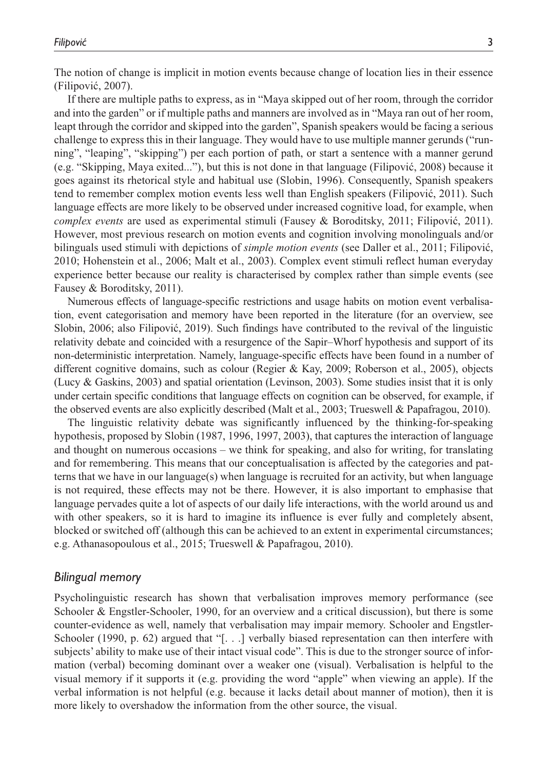The notion of change is implicit in motion events because change of location lies in their essence (Filipović, 2007).

If there are multiple paths to express, as in "Maya skipped out of her room, through the corridor and into the garden" or if multiple paths and manners are involved as in "Maya ran out of her room, leapt through the corridor and skipped into the garden", Spanish speakers would be facing a serious challenge to express this in their language. They would have to use multiple manner gerunds ("running", "leaping", "skipping") per each portion of path, or start a sentence with a manner gerund (e.g. "Skipping, Maya exited..."), but this is not done in that language (Filipović, 2008) because it goes against its rhetorical style and habitual use (Slobin, 1996). Consequently, Spanish speakers tend to remember complex motion events less well than English speakers (Filipović, 2011). Such language effects are more likely to be observed under increased cognitive load, for example, when *complex events* are used as experimental stimuli (Fausey & Boroditsky, 2011; Filipović, 2011). However, most previous research on motion events and cognition involving monolinguals and/or bilinguals used stimuli with depictions of *simple motion events* (see Daller et al., 2011; Filipović, 2010; Hohenstein et al., 2006; Malt et al., 2003). Complex event stimuli reflect human everyday experience better because our reality is characterised by complex rather than simple events (see Fausey & Boroditsky, 2011).

Numerous effects of language-specific restrictions and usage habits on motion event verbalisation, event categorisation and memory have been reported in the literature (for an overview, see Slobin, 2006; also Filipović, 2019). Such findings have contributed to the revival of the linguistic relativity debate and coincided with a resurgence of the Sapir–Whorf hypothesis and support of its non-deterministic interpretation. Namely, language-specific effects have been found in a number of different cognitive domains, such as colour (Regier & Kay, 2009; Roberson et al., 2005), objects (Lucy & Gaskins, 2003) and spatial orientation (Levinson, 2003). Some studies insist that it is only under certain specific conditions that language effects on cognition can be observed, for example, if the observed events are also explicitly described (Malt et al., 2003; Trueswell & Papafragou, 2010).

The linguistic relativity debate was significantly influenced by the thinking-for-speaking hypothesis, proposed by Slobin (1987, 1996, 1997, 2003), that captures the interaction of language and thought on numerous occasions – we think for speaking, and also for writing, for translating and for remembering. This means that our conceptualisation is affected by the categories and patterns that we have in our language(s) when language is recruited for an activity, but when language is not required, these effects may not be there. However, it is also important to emphasise that language pervades quite a lot of aspects of our daily life interactions, with the world around us and with other speakers, so it is hard to imagine its influence is ever fully and completely absent, blocked or switched off (although this can be achieved to an extent in experimental circumstances; e.g. Athanasopoulous et al., 2015; Trueswell & Papafragou, 2010).

## *Bilingual memory*

Psycholinguistic research has shown that verbalisation improves memory performance (see Schooler & Engstler-Schooler, 1990, for an overview and a critical discussion), but there is some counter-evidence as well, namely that verbalisation may impair memory. Schooler and Engstler-Schooler (1990, p. 62) argued that "[. . .] verbally biased representation can then interfere with subjects' ability to make use of their intact visual code". This is due to the stronger source of information (verbal) becoming dominant over a weaker one (visual). Verbalisation is helpful to the visual memory if it supports it (e.g. providing the word "apple" when viewing an apple). If the verbal information is not helpful (e.g. because it lacks detail about manner of motion), then it is more likely to overshadow the information from the other source, the visual.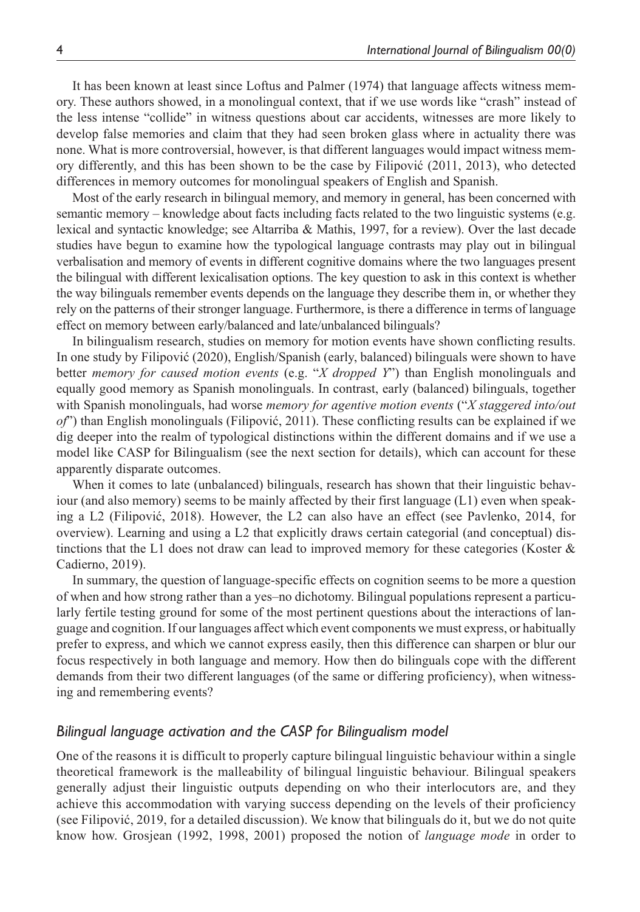It has been known at least since Loftus and Palmer (1974) that language affects witness memory. These authors showed, in a monolingual context, that if we use words like "crash" instead of the less intense "collide" in witness questions about car accidents, witnesses are more likely to develop false memories and claim that they had seen broken glass where in actuality there was none. What is more controversial, however, is that different languages would impact witness memory differently, and this has been shown to be the case by Filipović (2011, 2013), who detected differences in memory outcomes for monolingual speakers of English and Spanish.

Most of the early research in bilingual memory, and memory in general, has been concerned with semantic memory – knowledge about facts including facts related to the two linguistic systems (e.g. lexical and syntactic knowledge; see Altarriba & Mathis, 1997, for a review). Over the last decade studies have begun to examine how the typological language contrasts may play out in bilingual verbalisation and memory of events in different cognitive domains where the two languages present the bilingual with different lexicalisation options. The key question to ask in this context is whether the way bilinguals remember events depends on the language they describe them in, or whether they rely on the patterns of their stronger language. Furthermore, is there a difference in terms of language effect on memory between early/balanced and late/unbalanced bilinguals?

In bilingualism research, studies on memory for motion events have shown conflicting results. In one study by Filipović (2020), English/Spanish (early, balanced) bilinguals were shown to have better *memory for caused motion events* (e.g. "*X dropped Y*") than English monolinguals and equally good memory as Spanish monolinguals. In contrast, early (balanced) bilinguals, together with Spanish monolinguals, had worse *memory for agentive motion events* ("*X staggered into/out of*") than English monolinguals (Filipović, 2011). These conflicting results can be explained if we dig deeper into the realm of typological distinctions within the different domains and if we use a model like CASP for Bilingualism (see the next section for details), which can account for these apparently disparate outcomes.

When it comes to late (unbalanced) bilinguals, research has shown that their linguistic behaviour (and also memory) seems to be mainly affected by their first language (L1) even when speaking a L2 (Filipović, 2018). However, the L2 can also have an effect (see Pavlenko, 2014, for overview). Learning and using a L2 that explicitly draws certain categorial (and conceptual) distinctions that the L1 does not draw can lead to improved memory for these categories (Koster & Cadierno, 2019).

In summary, the question of language-specific effects on cognition seems to be more a question of when and how strong rather than a yes–no dichotomy. Bilingual populations represent a particularly fertile testing ground for some of the most pertinent questions about the interactions of language and cognition. If our languages affect which event components we must express, or habitually prefer to express, and which we cannot express easily, then this difference can sharpen or blur our focus respectively in both language and memory. How then do bilinguals cope with the different demands from their two different languages (of the same or differing proficiency), when witnessing and remembering events?

### *Bilingual language activation and the CASP for Bilingualism model*

One of the reasons it is difficult to properly capture bilingual linguistic behaviour within a single theoretical framework is the malleability of bilingual linguistic behaviour. Bilingual speakers generally adjust their linguistic outputs depending on who their interlocutors are, and they achieve this accommodation with varying success depending on the levels of their proficiency (see Filipović, 2019, for a detailed discussion). We know that bilinguals do it, but we do not quite know how. Grosjean (1992, 1998, 2001) proposed the notion of *language mode* in order to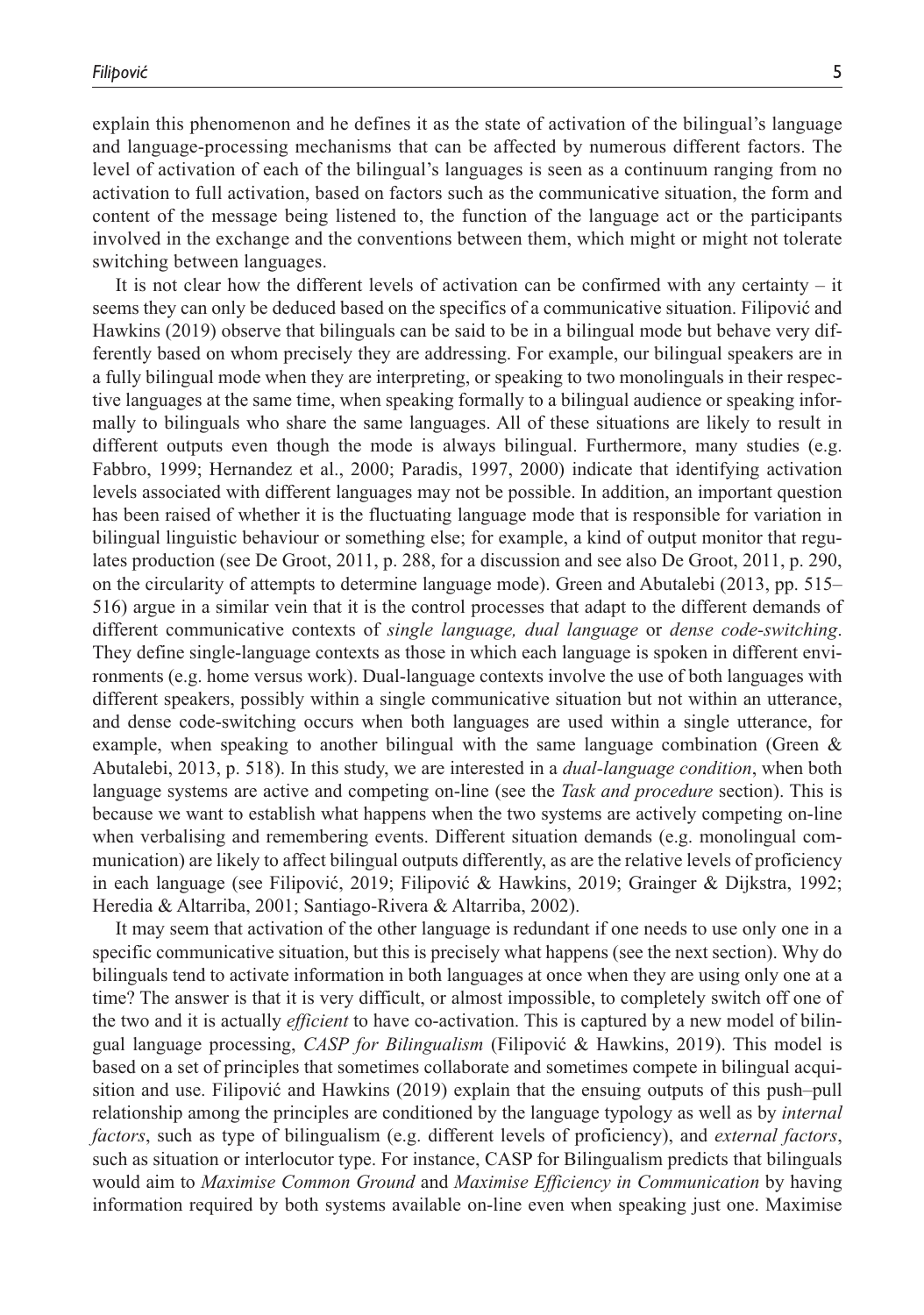explain this phenomenon and he defines it as the state of activation of the bilingual's language and language-processing mechanisms that can be affected by numerous different factors. The level of activation of each of the bilingual's languages is seen as a continuum ranging from no activation to full activation, based on factors such as the communicative situation, the form and content of the message being listened to, the function of the language act or the participants involved in the exchange and the conventions between them, which might or might not tolerate switching between languages.

It is not clear how the different levels of activation can be confirmed with any certainty – it seems they can only be deduced based on the specifics of a communicative situation. Filipović and Hawkins (2019) observe that bilinguals can be said to be in a bilingual mode but behave very differently based on whom precisely they are addressing. For example, our bilingual speakers are in a fully bilingual mode when they are interpreting, or speaking to two monolinguals in their respective languages at the same time, when speaking formally to a bilingual audience or speaking informally to bilinguals who share the same languages. All of these situations are likely to result in different outputs even though the mode is always bilingual. Furthermore, many studies (e.g. Fabbro, 1999; Hernandez et al., 2000; Paradis, 1997, 2000) indicate that identifying activation levels associated with different languages may not be possible. In addition, an important question has been raised of whether it is the fluctuating language mode that is responsible for variation in bilingual linguistic behaviour or something else; for example, a kind of output monitor that regulates production (see De Groot, 2011, p. 288, for a discussion and see also De Groot, 2011, p. 290, on the circularity of attempts to determine language mode). Green and Abutalebi (2013, pp. 515–516) argue in a similar vein that it is the control processes that adapt to the different demands of different communicative contexts of *single language, dual language* or *dense code-switching*. They define single-language contexts as those in which each language is spoken in different environments (e.g. home versus work). Dual-language contexts involve the use of both languages with different speakers, possibly within a single communicative situation but not within an utterance, and dense code-switching occurs when both languages are used within a single utterance, for example, when speaking to another bilingual with the same language combination (Green & Abutalebi, 2013, p. 518). In this study, we are interested in a *dual-language condition*, when both language systems are active and competing on-line (see the *Task and procedure* section). This is because we want to establish what happens when the two systems are actively competing on-line when verbalising and remembering events. Different situation demands (e.g. monolingual communication) are likely to affect bilingual outputs differently, as are the relative levels of proficiency in each language (see Filipović, 2019; Filipović & Hawkins, 2019; Grainger & Dijkstra, 1992; Heredia & Altarriba, 2001; Santiago-Rivera & Altarriba, 2002).

It may seem that activation of the other language is redundant if one needs to use only one in a specific communicative situation, but this is precisely what happens (see the next section). Why do bilinguals tend to activate information in both languages at once when they are using only one at a time? The answer is that it is very difficult, or almost impossible, to completely switch off one of the two and it is actually *efficient* to have co-activation. This is captured by a new model of bilingual language processing, *CASP for Bilingualism* (Filipović & Hawkins, 2019). This model is based on a set of principles that sometimes collaborate and sometimes compete in bilingual acquisition and use. Filipović and Hawkins (2019) explain that the ensuing outputs of this push–pull relationship among the principles are conditioned by the language typology as well as by *internal factors*, such as type of bilingualism (e.g. different levels of proficiency), and *external factors*, such as situation or interlocutor type. For instance, CASP for Bilingualism predicts that bilinguals would aim to *Maximise Common Ground* and *Maximise Efficiency in Communication* by having information required by both systems available on-line even when speaking just one. Maximise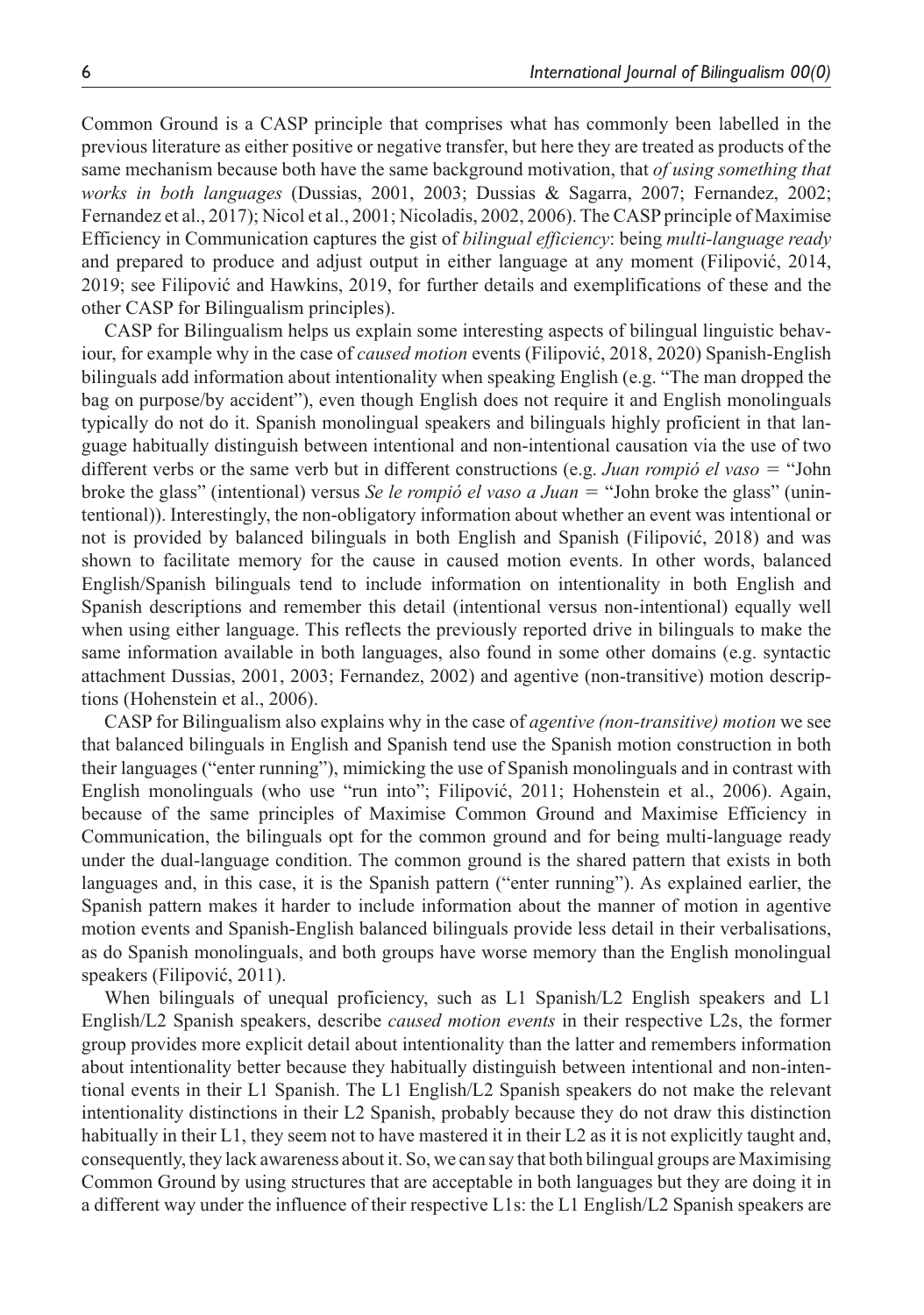Common Ground is a CASP principle that comprises what has commonly been labelled in the previous literature as either positive or negative transfer, but here they are treated as products of the same mechanism because both have the same background motivation, that *of using something that works in both languages* (Dussias, 2001, 2003; Dussias & Sagarra, 2007; Fernandez, 2002; Fernandez et al., 2017); Nicol et al., 2001; Nicoladis, 2002, 2006). The CASP principle of Maximise Efficiency in Communication captures the gist of *bilingual efficiency*: being *multi-language ready* and prepared to produce and adjust output in either language at any moment (Filipović, 2014, 2019; see Filipović and Hawkins, 2019, for further details and exemplifications of these and the other CASP for Bilingualism principles).

CASP for Bilingualism helps us explain some interesting aspects of bilingual linguistic behaviour, for example why in the case of *caused motion* events (Filipović, 2018, 2020) Spanish-English bilinguals add information about intentionality when speaking English (e.g. "The man dropped the bag on purpose/by accident"), even though English does not require it and English monolinguals typically do not do it. Spanish monolingual speakers and bilinguals highly proficient in that language habitually distinguish between intentional and non-intentional causation via the use of two different verbs or the same verb but in different constructions (e.g. *Juan rompió el vaso* = "John broke the glass" (intentional) versus *Se le rompió el vaso a Juan* = "John broke the glass" (unintentional)). Interestingly, the non-obligatory information about whether an event was intentional or not is provided by balanced bilinguals in both English and Spanish (Filipović, 2018) and was shown to facilitate memory for the cause in caused motion events. In other words, balanced English/Spanish bilinguals tend to include information on intentionality in both English and Spanish descriptions and remember this detail (intentional versus non-intentional) equally well when using either language. This reflects the previously reported drive in bilinguals to make the same information available in both languages, also found in some other domains (e.g. syntactic attachment Dussias, 2001, 2003; Fernandez, 2002) and agentive (non-transitive) motion descriptions (Hohenstein et al., 2006).

CASP for Bilingualism also explains why in the case of *agentive (non-transitive) motion* we see that balanced bilinguals in English and Spanish tend use the Spanish motion construction in both their languages ("enter running"), mimicking the use of Spanish monolinguals and in contrast with English monolinguals (who use "run into"; Filipović, 2011; Hohenstein et al., 2006). Again, because of the same principles of Maximise Common Ground and Maximise Efficiency in Communication, the bilinguals opt for the common ground and for being multi-language ready under the dual-language condition. The common ground is the shared pattern that exists in both languages and, in this case, it is the Spanish pattern ("enter running"). As explained earlier, the Spanish pattern makes it harder to include information about the manner of motion in agentive motion events and Spanish-English balanced bilinguals provide less detail in their verbalisations, as do Spanish monolinguals, and both groups have worse memory than the English monolingual speakers (Filipović, 2011).

When bilinguals of unequal proficiency, such as L1 Spanish/L2 English speakers and L1 English/L2 Spanish speakers, describe *caused motion events* in their respective L2s, the former group provides more explicit detail about intentionality than the latter and remembers information about intentionality better because they habitually distinguish between intentional and non-intentional events in their L1 Spanish. The L1 English/L2 Spanish speakers do not make the relevant intentionality distinctions in their L2 Spanish, probably because they do not draw this distinction habitually in their L1, they seem not to have mastered it in their L2 as it is not explicitly taught and, consequently, they lack awareness about it. So, we can say that both bilingual groups are Maximising Common Ground by using structures that are acceptable in both languages but they are doing it in a different way under the influence of their respective L1s: the L1 English/L2 Spanish speakers are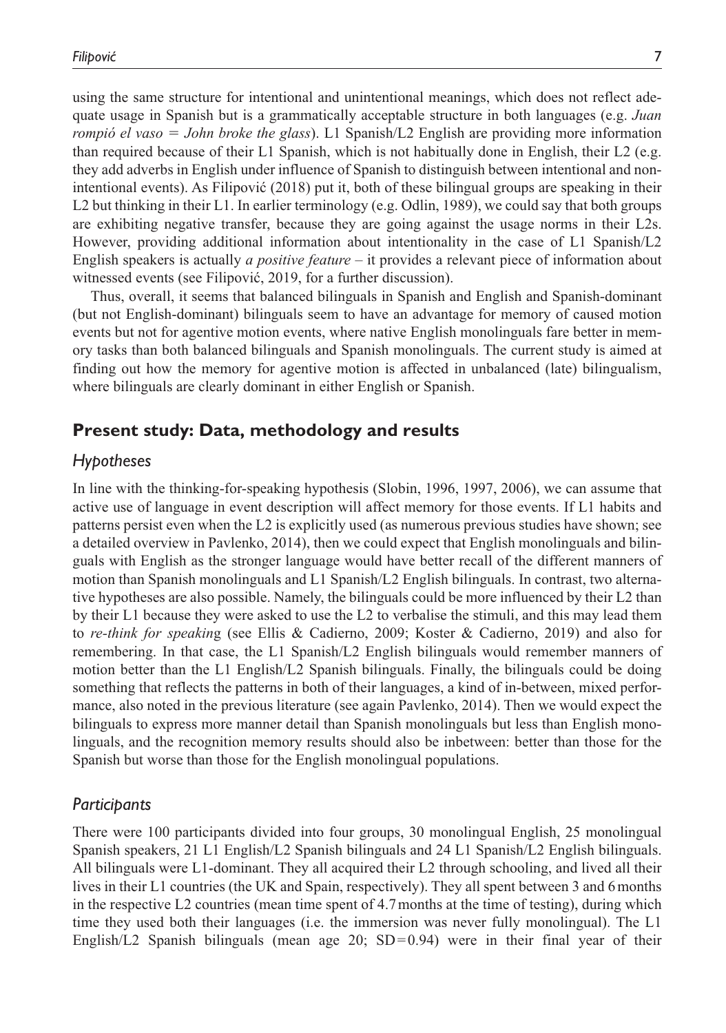using the same structure for intentional and unintentional meanings, which does not reflect adequate usage in Spanish but is a grammatically acceptable structure in both languages (e.g. *Juan rompió el vaso = John broke the glass*). L1 Spanish/L2 English are providing more information than required because of their L1 Spanish, which is not habitually done in English, their L2 (e.g. they add adverbs in English under influence of Spanish to distinguish between intentional and non-intentional events). As Filipović (2018) put it, both of these bilingual groups are speaking in their L2 but thinking in their L1. In earlier terminology (e.g. Odlin, 1989), we could say that both groups are exhibiting negative transfer, because they are going against the usage norms in their L2s. However, providing additional information about intentionality in the case of L1 Spanish/L2 English speakers is actually *a positive feature* – it provides a relevant piece of information about witnessed events (see Filipović, 2019, for a further discussion).

Thus, overall, it seems that balanced bilinguals in Spanish and English and Spanish-dominant (but not English-dominant) bilinguals seem to have an advantage for memory of caused motion events but not for agentive motion events, where native English monolinguals fare better in memory tasks than both balanced bilinguals and Spanish monolinguals. The current study is aimed at finding out how the memory for agentive motion is affected in unbalanced (late) bilingualism, where bilinguals are clearly dominant in either English or Spanish.

## Present study: Data, methodology and results

### Hypotheses

In line with the thinking-for-speaking hypothesis (Slobin, 1996, 1997, 2006), we can assume that active use of language in event description will affect memory for those events. If L1 habits and patterns persist even when the L2 is explicitly used (as numerous previous studies have shown; see a detailed overview in Pavlenko, 2014), then we could expect that English monolinguals and bilinguals with English as the stronger language would have better recall of the different manners of motion than Spanish monolinguals and L1 Spanish/L2 English bilinguals. In contrast, two alternative hypotheses are also possible. Namely, the bilinguals could be more influenced by their L2 than by their L1 because they were asked to use the L2 to verbalise the stimuli, and this may lead them to *re-think for speaking* (see Ellis & Cadierno, 2009; Koster & Cadierno, 2019) and also for remembering. In that case, the L1 Spanish/L2 English bilinguals would remember manners of motion better than the L1 English/L2 Spanish bilinguals. Finally, the bilinguals could be doing something that reflects the patterns in both of their languages, a kind of in-between, mixed performance, also noted in the previous literature (see again Pavlenko, 2014). Then we would expect the bilinguals to express more manner detail than Spanish monolinguals but less than English monolinguals, and the recognition memory results should also be inbetween: better than those for the Spanish but worse than those for the English monolingual populations.

### Participants

There were 100 participants divided into four groups, 30 monolingual English, 25 monolingual Spanish speakers, 21 L1 English/L2 Spanish bilinguals and 24 L1 Spanish/L2 English bilinguals. All bilinguals were L1-dominant. They all acquired their L2 through schooling, and lived all their lives in their L1 countries (the UK and Spain, respectively). They all spent between 3 and 6 months in the respective L2 countries (mean time spent of 4.7 months at the time of testing), during which time they used both their languages (i.e. the immersion was never fully monolingual). The L1 English/L2 Spanish bilinguals (mean age 20; SD = 0.94) were in their final year of their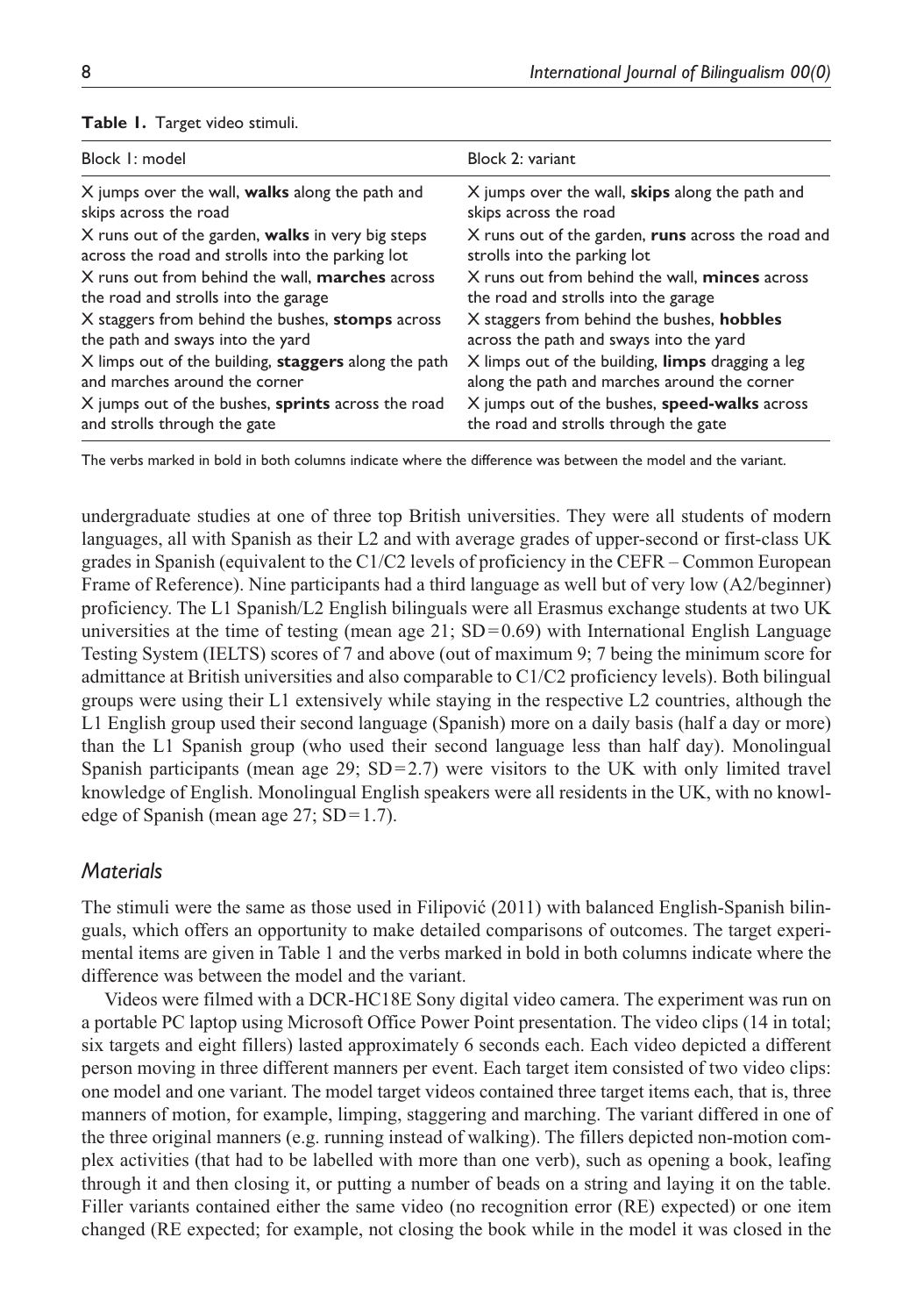**Table 1.** Target video stimuli.

| Block 1: model | Block 2: variant |
| --- | --- |
| X jumps over the wall, **walks** along the path and skips across the road | X jumps over the wall, **skips** along the path and skips across the road |
| X runs out of the garden, **walks** in very big steps across the road and strolls into the parking lot | X runs out of the garden, **runs** across the road and strolls into the parking lot |
| X runs out from behind the wall, **marches** across the road and strolls into the garage | X runs out from behind the wall, **minces** across the road and strolls into the garage |
| X staggers from behind the bushes, **stomps** across the path and sways into the yard | X staggers from behind the bushes, **hobbles** across the path and sways into the yard |
| X limps out of the building, **staggers** along the path and marches around the corner | X limps out of the building, **limps** dragging a leg along the path and marches around the corner |
| X jumps out of the bushes, **sprints** across the road and strolls through the gate | X jumps out of the bushes, **speed-walks** across the road and strolls through the gate |

The verbs marked in bold in both columns indicate where the difference was between the model and the variant.

undergraduate studies at one of three top British universities. They were all students of modern languages, all with Spanish as their L2 and with average grades of upper-second or first-class UK grades in Spanish (equivalent to the C1/C2 levels of proficiency in the CEFR – Common European Frame of Reference). Nine participants had a third language as well but of very low (A2/beginner) proficiency. The L1 Spanish/L2 English bilinguals were all Erasmus exchange students at two UK universities at the time of testing (mean age 21; SD=0.69) with International English Language Testing System (IELTS) scores of 7 and above (out of maximum 9; 7 being the minimum score for admittance at British universities and also comparable to C1/C2 proficiency levels). Both bilingual groups were using their L1 extensively while staying in the respective L2 countries, although the L1 English group used their second language (Spanish) more on a daily basis (half a day or more) than the L1 Spanish group (who used their second language less than half day). Monolingual Spanish participants (mean age 29; SD=2.7) were visitors to the UK with only limited travel knowledge of English. Monolingual English speakers were all residents in the UK, with no knowledge of Spanish (mean age 27; SD=1.7).

### *Materials*

The stimuli were the same as those used in Filipović (2011) with balanced English-Spanish bilinguals, which offers an opportunity to make detailed comparisons of outcomes. The target experimental items are given in Table 1 and the verbs marked in bold in both columns indicate where the difference was between the model and the variant.

Videos were filmed with a DCR-HC18E Sony digital video camera. The experiment was run on a portable PC laptop using Microsoft Office Power Point presentation. The video clips (14 in total; six targets and eight fillers) lasted approximately 6 seconds each. Each video depicted a different person moving in three different manners per event. Each target item consisted of two video clips: one model and one variant. The model target videos contained three target items each, that is, three manners of motion, for example, limping, staggering and marching. The variant differed in one of the three original manners (e.g. running instead of walking). The fillers depicted non-motion complex activities (that had to be labelled with more than one verb), such as opening a book, leafing through it and then closing it, or putting a number of beads on a string and laying it on the table. Filler variants contained either the same video (no recognition error (RE) expected) or one item changed (RE expected; for example, not closing the book while in the model it was closed in the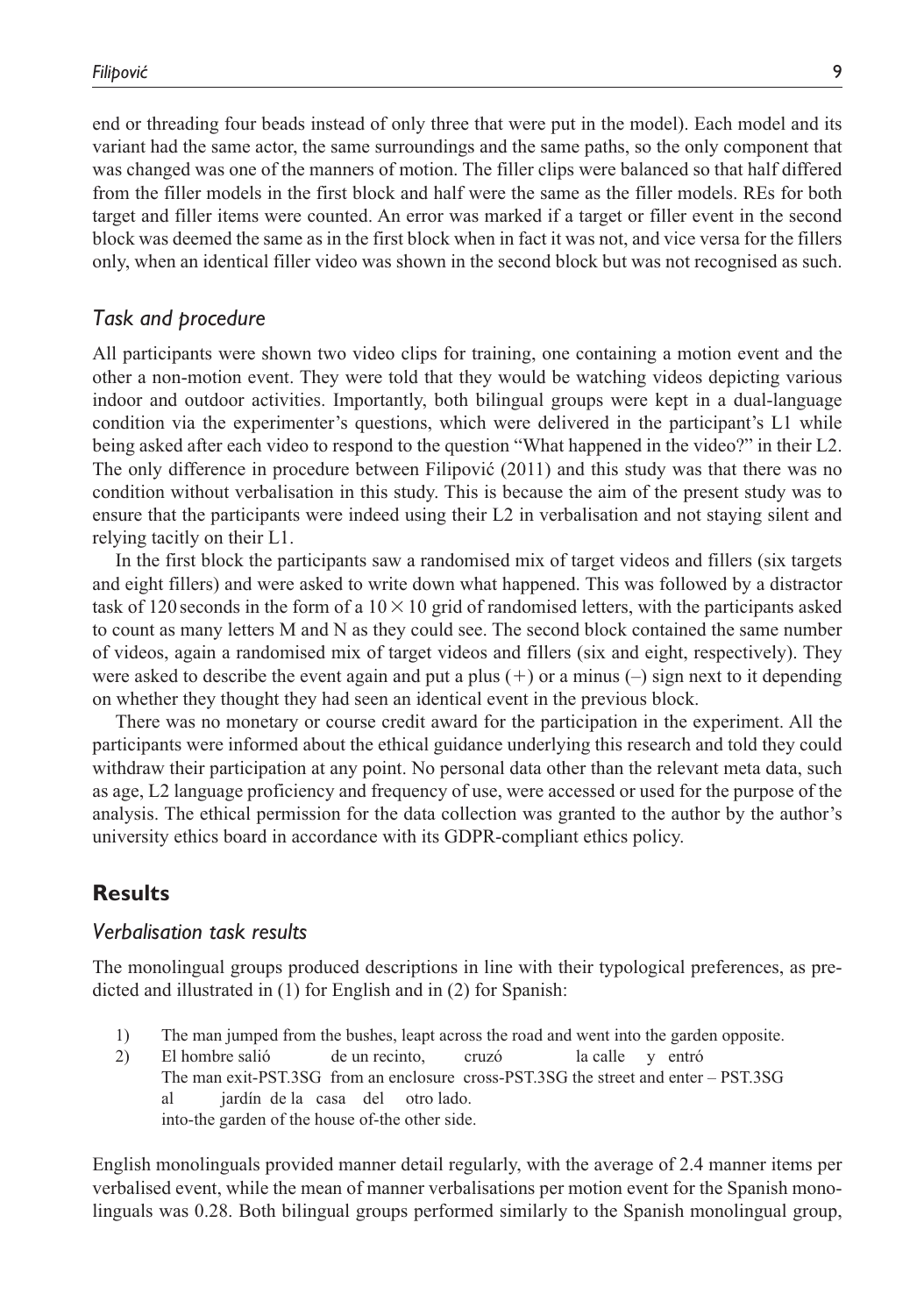end or threading four beads instead of only three that were put in the model). Each model and its variant had the same actor, the same surroundings and the same paths, so the only component that was changed was one of the manners of motion. The filler clips were balanced so that half differed from the filler models in the first block and half were the same as the filler models. REs for both target and filler items were counted. An error was marked if a target or filler event in the second block was deemed the same as in the first block when in fact it was not, and vice versa for the fillers only, when an identical filler video was shown in the second block but was not recognised as such.

### *Task and procedure*

All participants were shown two video clips for training, one containing a motion event and the other a non-motion event. They were told that they would be watching videos depicting various indoor and outdoor activities. Importantly, both bilingual groups were kept in a dual-language condition via the experimenter's questions, which were delivered in the participant's L1 while being asked after each video to respond to the question "What happened in the video?" in their L2. The only difference in procedure between Filipović (2011) and this study was that there was no condition without verbalisation in this study. This is because the aim of the present study was to ensure that the participants were indeed using their L2 in verbalisation and not staying silent and relying tacitly on their L1.

In the first block the participants saw a randomised mix of target videos and fillers (six targets and eight fillers) and were asked to write down what happened. This was followed by a distractor task of 120 seconds in the form of a $10 \times 10$ grid of randomised letters, with the participants asked to count as many letters M and N as they could see. The second block contained the same number of videos, again a randomised mix of target videos and fillers (six and eight, respectively). They were asked to describe the event again and put a plus (+) or a minus (–) sign next to it depending on whether they thought they had seen an identical event in the previous block.

There was no monetary or course credit award for the participation in the experiment. All the participants were informed about the ethical guidance underlying this research and told they could withdraw their participation at any point. No personal data other than the relevant meta data, such as age, L2 language proficiency and frequency of use, were accessed or used for the purpose of the analysis. The ethical permission for the data collection was granted to the author by the author's university ethics board in accordance with its GDPR-compliant ethics policy.

## Results

### *Verbalisation task results*

The monolingual groups produced descriptions in line with their typological preferences, as predicted and illustrated in (1) for English and in (2) for Spanish:

1) The man jumped from the bushes, leapt across the road and went into the garden opposite.
2) El hombre salió de un recinto, cruzó la calle y entró
   The man exit-PST.3SG from an enclosure cross-PST.3SG the street and enter – PST.3SG
   al jardín de la casa del otro lado.
   into-the garden of the house of-the other side.

English monolinguals provided manner detail regularly, with the average of 2.4 manner items per verbalised event, while the mean of manner verbalisations per motion event for the Spanish monolinguals was 0.28. Both bilingual groups performed similarly to the Spanish monolingual group,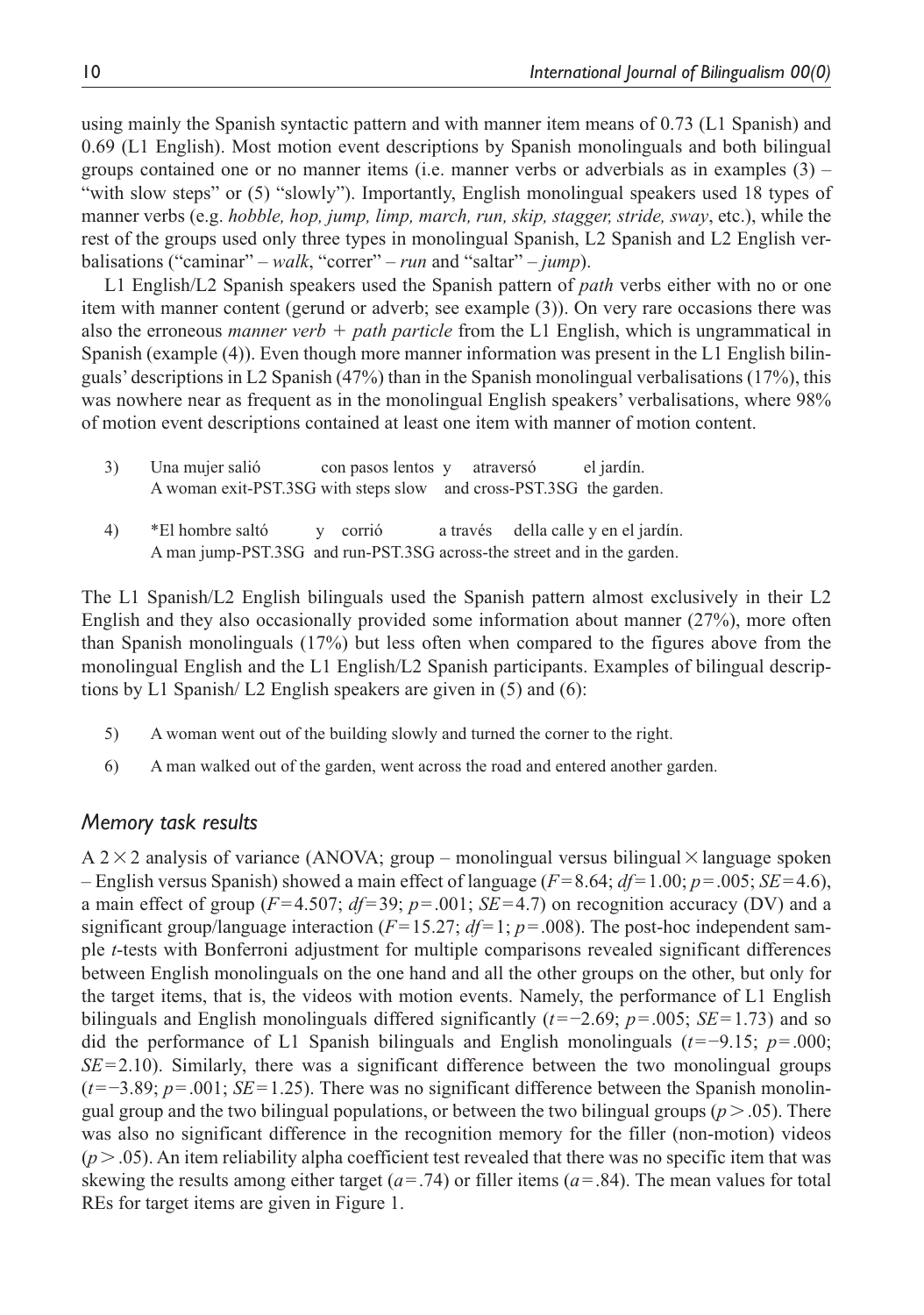using mainly the Spanish syntactic pattern and with manner item means of 0.73 (L1 Spanish) and 0.69 (L1 English). Most motion event descriptions by Spanish monolinguals and both bilingual groups contained one or no manner items (i.e. manner verbs or adverbials as in examples (3) – "with slow steps" or (5) "slowly"). Importantly, English monolingual speakers used 18 types of manner verbs (e.g. *hobble, hop, jump, limp, march, run, skip, stagger, stride, sway*, etc.), while the rest of the groups used only three types in monolingual Spanish, L2 Spanish and L2 English verbalisations ("caminar" – *walk*, "correr" – *run* and "saltar" – *jump*).

L1 English/L2 Spanish speakers used the Spanish pattern of *path* verbs either with no or one item with manner content (gerund or adverb; see example (3)). On very rare occasions there was also the erroneous *manner verb + path particle* from the L1 English, which is ungrammatical in Spanish (example (4)). Even though more manner information was present in the L1 English bilinguals' descriptions in L2 Spanish (47%) than in the Spanish monolingual verbalisations (17%), this was nowhere near as frequent as in the monolingual English speakers' verbalisations, where 98% of motion event descriptions contained at least one item with manner of motion content.

3) Una mujer salió con pasos lentos y atraversó el jardín.
   A woman exit-PST.3SG with steps slow and cross-PST.3SG the garden.

4) *El hombre saltó y corrió a través della calle y en el jardín.
   A man jump-PST.3SG and run-PST.3SG across-the street and in the garden.

The L1 Spanish/L2 English bilinguals used the Spanish pattern almost exclusively in their L2 English and they also occasionally provided some information about manner (27%), more often than Spanish monolinguals (17%) but less often when compared to the figures above from the monolingual English and the L1 English/L2 Spanish participants. Examples of bilingual descriptions by L1 Spanish/ L2 English speakers are given in (5) and (6):

5) A woman went out of the building slowly and turned the corner to the right.

6) A man walked out of the garden, went across the road and entered another garden.

### *Memory task results*

A 2 × 2 analysis of variance (ANOVA; group – monolingual versus bilingual × language spoken – English versus Spanish) showed a main effect of language ($F = 8.64$; $df = 1.00$; $p = .005$; $SE = 4.6$), a main effect of group ($F = 4.507$; $df = 39$; $p = .001$; $SE = 4.7$) on recognition accuracy (DV) and a significant group/language interaction ($F = 15.27$; $df = 1$; $p = .008$). The post-hoc independent sample *t*-tests with Bonferroni adjustment for multiple comparisons revealed significant differences between English monolinguals on the one hand and all the other groups on the other, but only for the target items, that is, the videos with motion events. Namely, the performance of L1 English bilinguals and English monolinguals differed significantly ($t = -2.69$; $p = .005$; $SE = 1.73$) and so did the performance of L1 Spanish bilinguals and English monolinguals ($t = -9.15$; $p = .000$; $SE = 2.10$). Similarly, there was a significant difference between the two monolingual groups ($t = -3.89$; $p = .001$; $SE = 1.25$). There was no significant difference between the Spanish monolingual group and the two bilingual populations, or between the two bilingual groups ($p > .05$). There was also no significant difference in the recognition memory for the filler (non-motion) videos ($p > .05$). An item reliability alpha coefficient test revealed that there was no specific item that was skewing the results among either target ($a = .74$) or filler items ($a = .84$). The mean values for total REs for target items are given in Figure 1.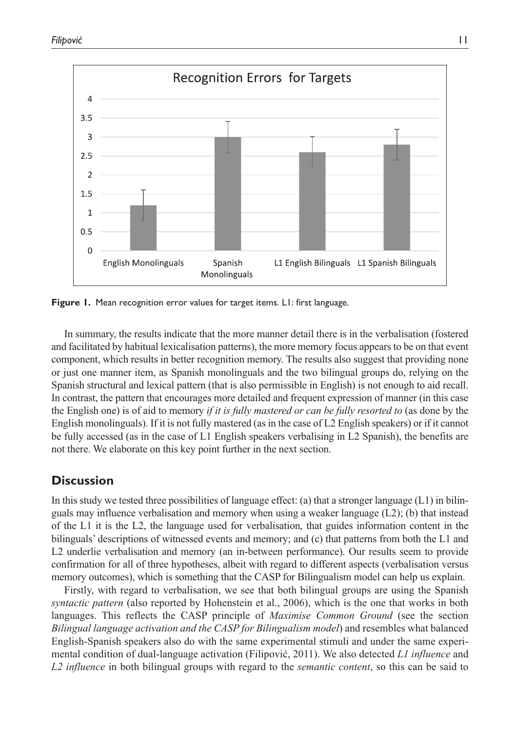**Figure 1.** Mean recognition error values for target items. L1: first language.

In summary, the results indicate that the more manner detail there is in the verbalisation (fostered and facilitated by habitual lexicalisation patterns), the more memory focus appears to be on that event component, which results in better recognition memory. The results also suggest that providing none or just one manner item, as Spanish monolinguals and the two bilingual groups do, relying on the Spanish structural and lexical pattern (that is also permissible in English) is not enough to aid recall. In contrast, the pattern that encourages more detailed and frequent expression of manner (in this case the English one) is of aid to memory *if it is fully mastered or can be fully resorted to* (as done by the English monolinguals). If it is not fully mastered (as in the case of L2 English speakers) or if it cannot be fully accessed (as in the case of L1 English speakers verbalising in L2 Spanish), the benefits are not there. We elaborate on this key point further in the next section.

## Discussion

In this study we tested three possibilities of language effect: (a) that a stronger language (L1) in bilinguals may influence verbalisation and memory when using a weaker language (L2); (b) that instead of the L1 it is the L2, the language used for verbalisation, that guides information content in the bilinguals' descriptions of witnessed events and memory; and (c) that patterns from both the L1 and L2 underlie verbalisation and memory (an in-between performance). Our results seem to provide confirmation for all of three hypotheses, albeit with regard to different aspects (verbalisation versus memory outcomes), which is something that the CASP for Bilingualism model can help us explain.

Firstly, with regard to verbalisation, we see that both bilingual groups are using the Spanish *syntactic pattern* (also reported by Hohenstein et al., 2006), which is the one that works in both languages. This reflects the CASP principle of *Maximise Common Ground* (see the section *Bilingual language activation and the CASP for Bilingualism model*) and resembles what balanced English-Spanish speakers also do with the same experimental stimuli and under the same experimental condition of dual-language activation (Filipović, 2011). We also detected *L1 influence* and *L2 influence* in both bilingual groups with regard to the *semantic content*, so this can be said to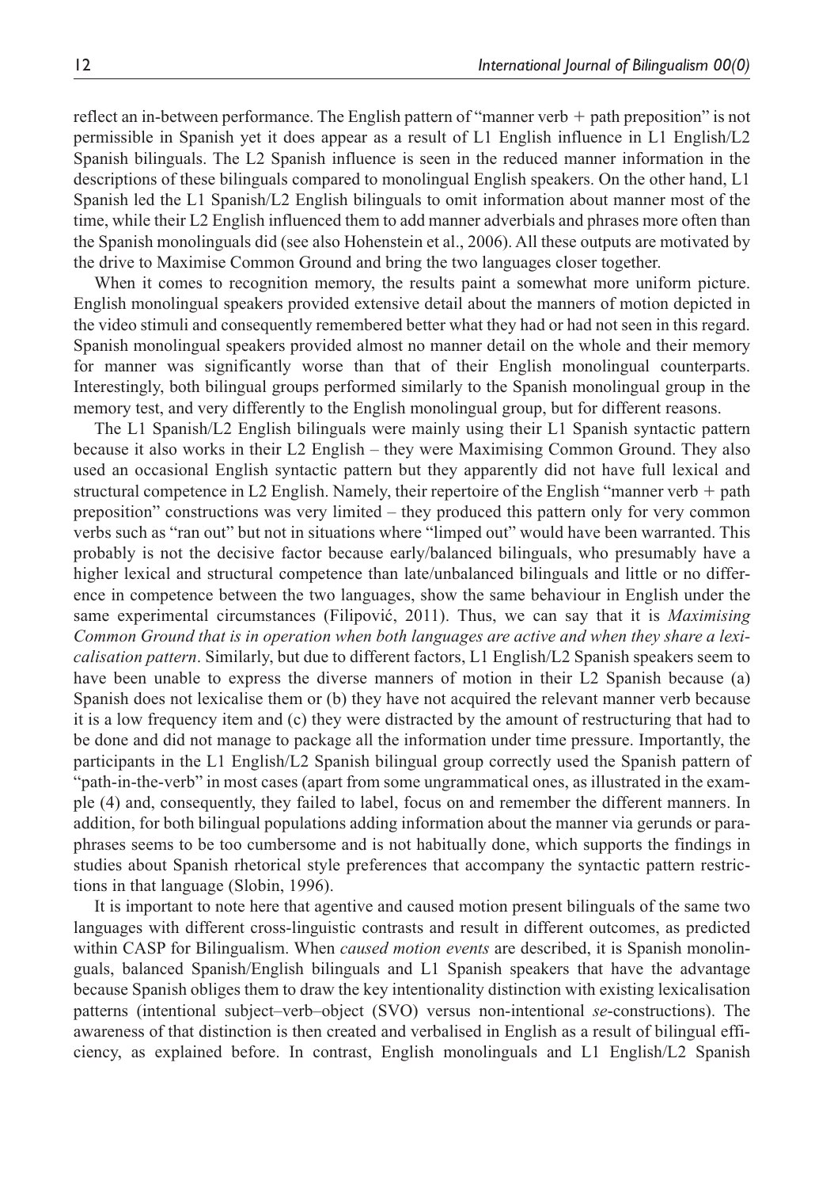reflect an in-between performance. The English pattern of "manner verb + path preposition" is not permissible in Spanish yet it does appear as a result of L1 English influence in L1 English/L2 Spanish bilinguals. The L2 Spanish influence is seen in the reduced manner information in the descriptions of these bilinguals compared to monolingual English speakers. On the other hand, L1 Spanish led the L1 Spanish/L2 English bilinguals to omit information about manner most of the time, while their L2 English influenced them to add manner adverbials and phrases more often than the Spanish monolinguals did (see also Hohenstein et al., 2006). All these outputs are motivated by the drive to Maximise Common Ground and bring the two languages closer together.

When it comes to recognition memory, the results paint a somewhat more uniform picture. English monolingual speakers provided extensive detail about the manners of motion depicted in the video stimuli and consequently remembered better what they had or had not seen in this regard. Spanish monolingual speakers provided almost no manner detail on the whole and their memory for manner was significantly worse than that of their English monolingual counterparts. Interestingly, both bilingual groups performed similarly to the Spanish monolingual group in the memory test, and very differently to the English monolingual group, but for different reasons.

The L1 Spanish/L2 English bilinguals were mainly using their L1 Spanish syntactic pattern because it also works in their L2 English – they were Maximising Common Ground. They also used an occasional English syntactic pattern but they apparently did not have full lexical and structural competence in L2 English. Namely, their repertoire of the English "manner verb + path preposition" constructions was very limited – they produced this pattern only for very common verbs such as "ran out" but not in situations where "limped out" would have been warranted. This probably is not the decisive factor because early/balanced bilinguals, who presumably have a higher lexical and structural competence than late/unbalanced bilinguals and little or no difference in competence between the two languages, show the same behaviour in English under the same experimental circumstances (Filipović, 2011). Thus, we can say that it is *Maximising Common Ground that is in operation when both languages are active and when they share a lexicalisation pattern*. Similarly, but due to different factors, L1 English/L2 Spanish speakers seem to have been unable to express the diverse manners of motion in their L2 Spanish because (a) Spanish does not lexicalise them or (b) they have not acquired the relevant manner verb because it is a low frequency item and (c) they were distracted by the amount of restructuring that had to be done and did not manage to package all the information under time pressure. Importantly, the participants in the L1 English/L2 Spanish bilingual group correctly used the Spanish pattern of "path-in-the-verb" in most cases (apart from some ungrammatical ones, as illustrated in the example (4) and, consequently, they failed to label, focus on and remember the different manners. In addition, for both bilingual populations adding information about the manner via gerunds or paraphrases seems to be too cumbersome and is not habitually done, which supports the findings in studies about Spanish rhetorical style preferences that accompany the syntactic pattern restrictions in that language (Slobin, 1996).

It is important to note here that agentive and caused motion present bilinguals of the same two languages with different cross-linguistic contrasts and result in different outcomes, as predicted within CASP for Bilingualism. When *caused motion events* are described, it is Spanish monolinguals, balanced Spanish/English bilinguals and L1 Spanish speakers that have the advantage because Spanish obliges them to draw the key intentionality distinction with existing lexicalisation patterns (intentional subject–verb–object (SVO) versus non-intentional *se*-constructions). The awareness of that distinction is then created and verbalised in English as a result of bilingual efficiency, as explained before. In contrast, English monolinguals and L1 English/L2 Spanish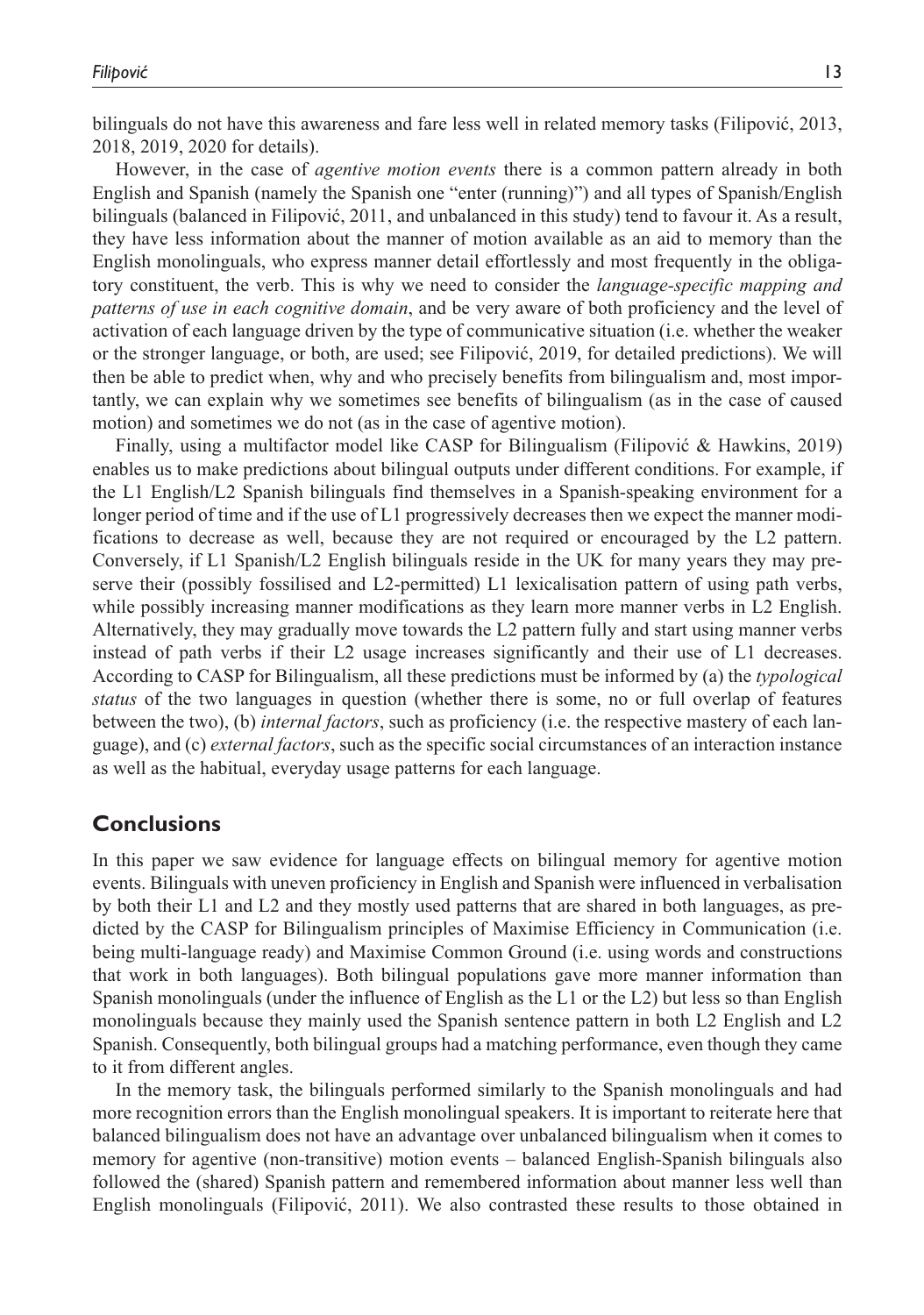bilinguals do not have this awareness and fare less well in related memory tasks (Filipović, 2013, 2018, 2019, 2020 for details).

However, in the case of *agentive motion events* there is a common pattern already in both English and Spanish (namely the Spanish one "enter (running)") and all types of Spanish/English bilinguals (balanced in Filipović, 2011, and unbalanced in this study) tend to favour it. As a result, they have less information about the manner of motion available as an aid to memory than the English monolinguals, who express manner detail effortlessly and most frequently in the obligatory constituent, the verb. This is why we need to consider the *language-specific mapping and patterns of use in each cognitive domain*, and be very aware of both proficiency and the level of activation of each language driven by the type of communicative situation (i.e. whether the weaker or the stronger language, or both, are used; see Filipović, 2019, for detailed predictions). We will then be able to predict when, why and who precisely benefits from bilingualism and, most importantly, we can explain why we sometimes see benefits of bilingualism (as in the case of caused motion) and sometimes we do not (as in the case of agentive motion).

Finally, using a multifactor model like CASP for Bilingualism (Filipović & Hawkins, 2019) enables us to make predictions about bilingual outputs under different conditions. For example, if the L1 English/L2 Spanish bilinguals find themselves in a Spanish-speaking environment for a longer period of time and if the use of L1 progressively decreases then we expect the manner modifications to decrease as well, because they are not required or encouraged by the L2 pattern. Conversely, if L1 Spanish/L2 English bilinguals reside in the UK for many years they may preserve their (possibly fossilised and L2-permitted) L1 lexicalisation pattern of using path verbs, while possibly increasing manner modifications as they learn more manner verbs in L2 English. Alternatively, they may gradually move towards the L2 pattern fully and start using manner verbs instead of path verbs if their L2 usage increases significantly and their use of L1 decreases. According to CASP for Bilingualism, all these predictions must be informed by (a) the *typological status* of the two languages in question (whether there is some, no or full overlap of features between the two), (b) *internal factors*, such as proficiency (i.e. the respective mastery of each language), and (c) *external factors*, such as the specific social circumstances of an interaction instance as well as the habitual, everyday usage patterns for each language.

## Conclusions

In this paper we saw evidence for language effects on bilingual memory for agentive motion events. Bilinguals with uneven proficiency in English and Spanish were influenced in verbalisation by both their L1 and L2 and they mostly used patterns that are shared in both languages, as predicted by the CASP for Bilingualism principles of Maximise Efficiency in Communication (i.e. being multi-language ready) and Maximise Common Ground (i.e. using words and constructions that work in both languages). Both bilingual populations gave more manner information than Spanish monolinguals (under the influence of English as the L1 or the L2) but less so than English monolinguals because they mainly used the Spanish sentence pattern in both L2 English and L2 Spanish. Consequently, both bilingual groups had a matching performance, even though they came to it from different angles.

In the memory task, the bilinguals performed similarly to the Spanish monolinguals and had more recognition errors than the English monolingual speakers. It is important to reiterate here that balanced bilingualism does not have an advantage over unbalanced bilingualism when it comes to memory for agentive (non-transitive) motion events – balanced English-Spanish bilinguals also followed the (shared) Spanish pattern and remembered information about manner less well than English monolinguals (Filipović, 2011). We also contrasted these results to those obtained in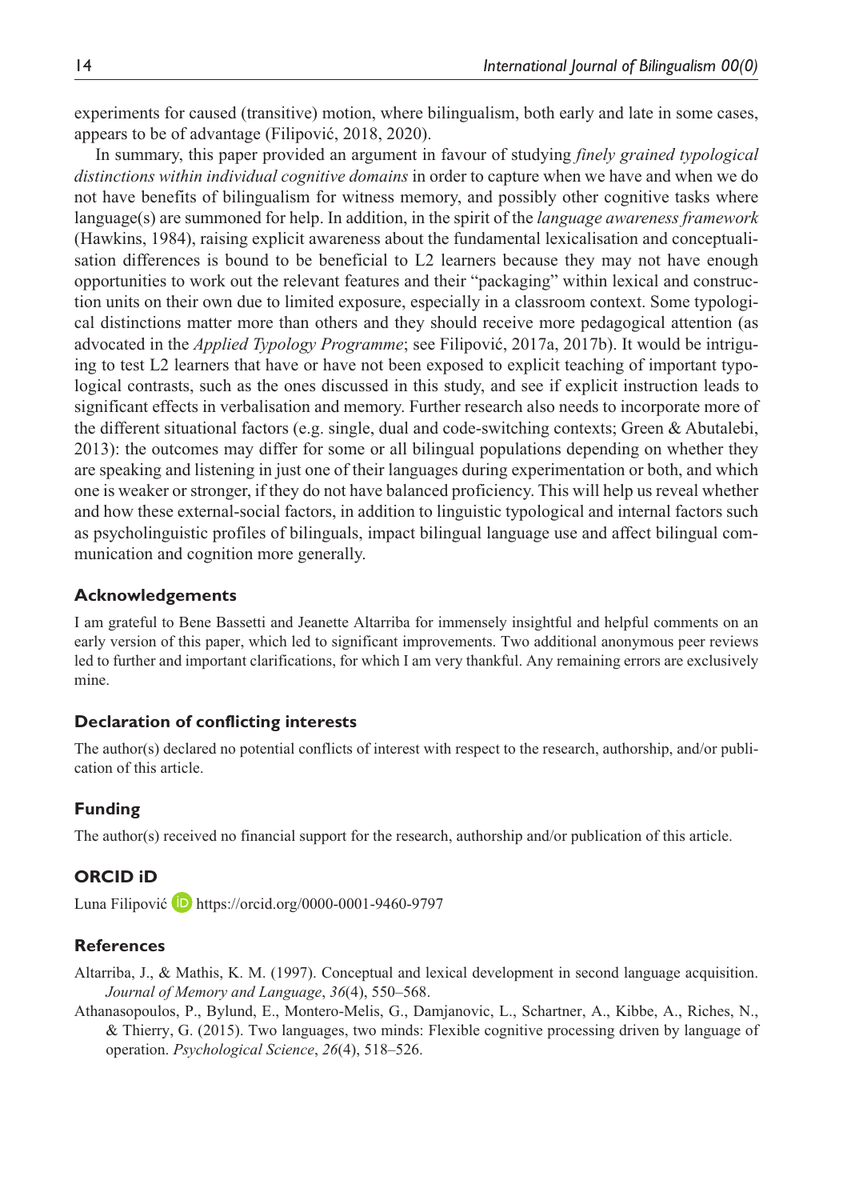experiments for caused (transitive) motion, where bilingualism, both early and late in some cases, appears to be of advantage (Filipović, 2018, 2020).

In summary, this paper provided an argument in favour of studying *finely grained typological distinctions within individual cognitive domains* in order to capture when we have and when we do not have benefits of bilingualism for witness memory, and possibly other cognitive tasks where language(s) are summoned for help. In addition, in the spirit of the *language awareness framework* (Hawkins, 1984), raising explicit awareness about the fundamental lexicalisation and conceptualisation differences is bound to be beneficial to L2 learners because they may not have enough opportunities to work out the relevant features and their "packaging" within lexical and construction units on their own due to limited exposure, especially in a classroom context. Some typological distinctions matter more than others and they should receive more pedagogical attention (as advocated in the *Applied Typology Programme*; see Filipović, 2017a, 2017b). It would be intriguing to test L2 learners that have or have not been exposed to explicit teaching of important typological contrasts, such as the ones discussed in this study, and see if explicit instruction leads to significant effects in verbalisation and memory. Further research also needs to incorporate more of the different situational factors (e.g. single, dual and code-switching contexts; Green & Abutalebi, 2013): the outcomes may differ for some or all bilingual populations depending on whether they are speaking and listening in just one of their languages during experimentation or both, and which one is weaker or stronger, if they do not have balanced proficiency. This will help us reveal whether and how these external-social factors, in addition to linguistic typological and internal factors such as psycholinguistic profiles of bilinguals, impact bilingual language use and affect bilingual communication and cognition more generally.

## Acknowledgements

I am grateful to Bene Bassetti and Jeanette Altarriba for immensely insightful and helpful comments on an early version of this paper, which led to significant improvements. Two additional anonymous peer reviews led to further and important clarifications, for which I am very thankful. Any remaining errors are exclusively mine.

## Declaration of conflicting interests

The author(s) declared no potential conflicts of interest with respect to the research, authorship, and/or publication of this article.

## Funding

The author(s) received no financial support for the research, authorship and/or publication of this article.

## ORCID iD

Luna Filipović https://orcid.org/0000-0001-9460-9797

## References

Altarriba, J., & Mathis, K. M. (1997). Conceptual and lexical development in second language acquisition. *Journal of Memory and Language*, *36*(4), 550–568.

Athanasopoulos, P., Bylund, E., Montero-Melis, G., Damjanovic, L., Schartner, A., Kibbe, A., Riches, N., & Thierry, G. (2015). Two languages, two minds: Flexible cognitive processing driven by language of operation. *Psychological Science*, *26*(4), 518–526.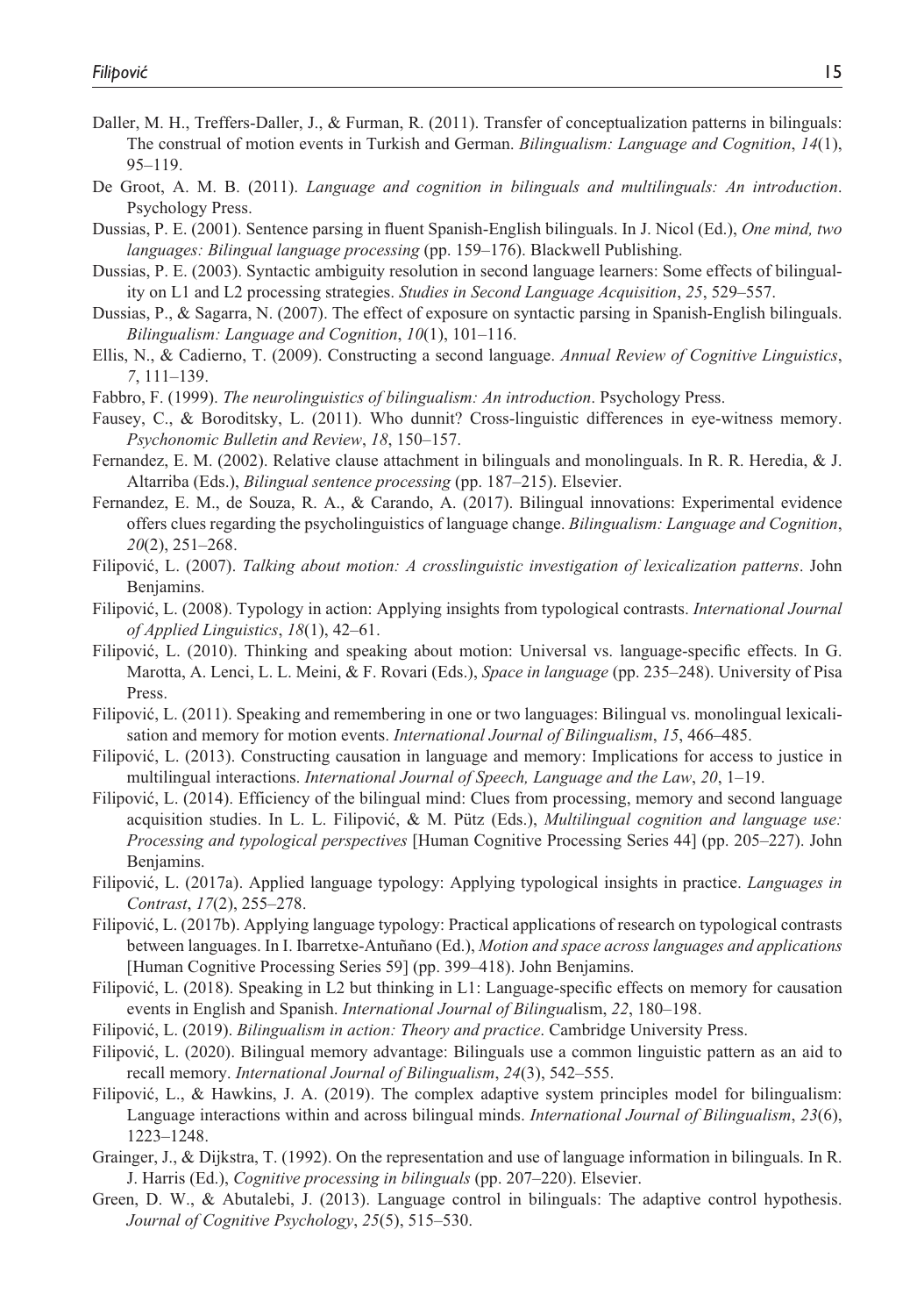Daller, M. H., Treffers-Daller, J., & Furman, R. (2011). Transfer of conceptualization patterns in bilinguals: The construal of motion events in Turkish and German. *Bilingualism: Language and Cognition*, *14*(1), 95–119.

De Groot, A. M. B. (2011). *Language and cognition in bilinguals and multilinguals: An introduction*. Psychology Press.

Dussias, P. E. (2001). Sentence parsing in fluent Spanish-English bilinguals. In J. Nicol (Ed.), *One mind, two languages: Bilingual language processing* (pp. 159–176). Blackwell Publishing.

Dussias, P. E. (2003). Syntactic ambiguity resolution in second language learners: Some effects of bilinguality on L1 and L2 processing strategies. *Studies in Second Language Acquisition*, *25*, 529–557.

Dussias, P., & Sagarra, N. (2007). The effect of exposure on syntactic parsing in Spanish-English bilinguals. *Bilingualism: Language and Cognition*, *10*(1), 101–116.

Ellis, N., & Cadierno, T. (2009). Constructing a second language. *Annual Review of Cognitive Linguistics*, *7*, 111–139.

Fabbro, F. (1999). *The neurolinguistics of bilingualism: An introduction*. Psychology Press.

Fausey, C., & Boroditsky, L. (2011). Who dunnit? Cross-linguistic differences in eye-witness memory. *Psychonomic Bulletin and Review*, *18*, 150–157.

Fernandez, E. M. (2002). Relative clause attachment in bilinguals and monolinguals. In R. R. Heredia, & J. Altarriba (Eds.), *Bilingual sentence processing* (pp. 187–215). Elsevier.

Fernandez, E. M., de Souza, R. A., & Carando, A. (2017). Bilingual innovations: Experimental evidence offers clues regarding the psycholinguistics of language change. *Bilingualism: Language and Cognition*, *20*(2), 251–268.

Filipović, L. (2007). *Talking about motion: A crosslinguistic investigation of lexicalization patterns*. John Benjamins.

Filipović, L. (2008). Typology in action: Applying insights from typological contrasts. *International Journal of Applied Linguistics*, *18*(1), 42–61.

Filipović, L. (2010). Thinking and speaking about motion: Universal vs. language-specific effects. In G. Marotta, A. Lenci, L. L. Meini, & F. Rovari (Eds.), *Space in language* (pp. 235–248). University of Pisa Press.

Filipović, L. (2011). Speaking and remembering in one or two languages: Bilingual vs. monolingual lexicalisation and memory for motion events. *International Journal of Bilingualism*, *15*, 466–485.

Filipović, L. (2013). Constructing causation in language and memory: Implications for access to justice in multilingual interactions. *International Journal of Speech, Language and the Law*, *20*, 1–19.

Filipović, L. (2014). Efficiency of the bilingual mind: Clues from processing, memory and second language acquisition studies. In L. L. Filipović, & M. Pütz (Eds.), *Multilingual cognition and language use: Processing and typological perspectives* [Human Cognitive Processing Series 44] (pp. 205–227). John Benjamins.

Filipović, L. (2017a). Applied language typology: Applying typological insights in practice. *Languages in Contrast*, *17*(2), 255–278.

Filipović, L. (2017b). Applying language typology: Practical applications of research on typological contrasts between languages. In I. Ibarretxe-Antuñano (Ed.), *Motion and space across languages and applications* [Human Cognitive Processing Series 59] (pp. 399–418). John Benjamins.

Filipović, L. (2018). Speaking in L2 but thinking in L1: Language-specific effects on memory for causation events in English and Spanish. *International Journal of Bilingualism*, *22*, 180–198.

Filipović, L. (2019). *Bilingualism in action: Theory and practice*. Cambridge University Press.

Filipović, L. (2020). Bilingual memory advantage: Bilinguals use a common linguistic pattern as an aid to recall memory. *International Journal of Bilingualism*, *24*(3), 542–555.

Filipović, L., & Hawkins, J. A. (2019). The complex adaptive system principles model for bilingualism: Language interactions within and across bilingual minds. *International Journal of Bilingualism*, *23*(6), 1223–1248.

Grainger, J., & Dijkstra, T. (1992). On the representation and use of language information in bilinguals. In R. J. Harris (Ed.), *Cognitive processing in bilinguals* (pp. 207–220). Elsevier.

Green, D. W., & Abutalebi, J. (2013). Language control in bilinguals: The adaptive control hypothesis. *Journal of Cognitive Psychology*, *25*(5), 515–530.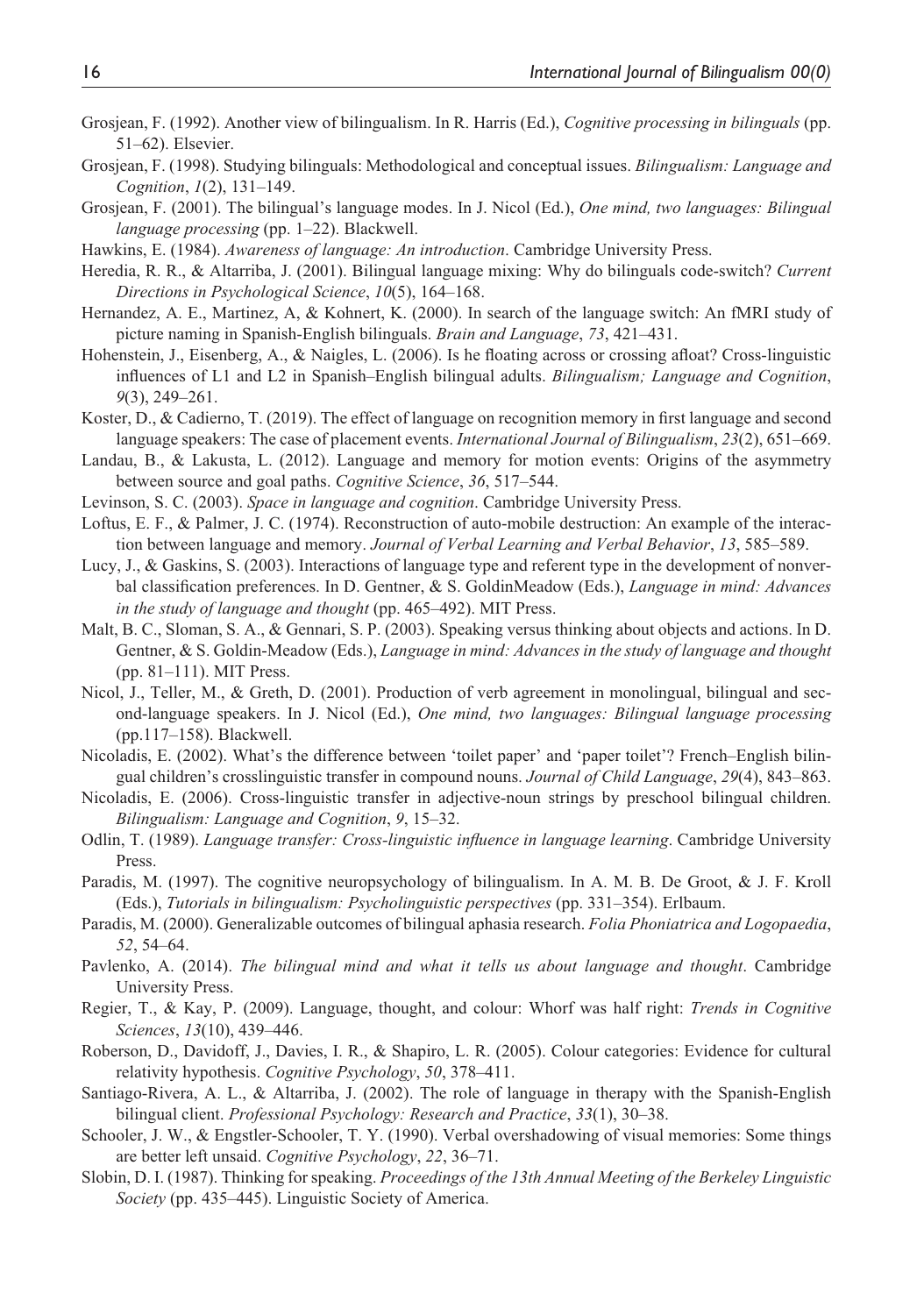Grosjean, F. (1992). Another view of bilingualism. In R. Harris (Ed.), *Cognitive processing in bilinguals* (pp. 51–62). Elsevier.

Grosjean, F. (1998). Studying bilinguals: Methodological and conceptual issues. *Bilingualism: Language and Cognition*, *1*(2), 131–149.

Grosjean, F. (2001). The bilingual's language modes. In J. Nicol (Ed.), *One mind, two languages: Bilingual language processing* (pp. 1–22). Blackwell.

Hawkins, E. (1984). *Awareness of language: An introduction*. Cambridge University Press.

Heredia, R. R., & Altarriba, J. (2001). Bilingual language mixing: Why do bilinguals code-switch? *Current Directions in Psychological Science*, *10*(5), 164–168.

Hernandez, A. E., Martinez, A, & Kohnert, K. (2000). In search of the language switch: An fMRI study of picture naming in Spanish-English bilinguals. *Brain and Language*, *73*, 421–431.

Hohenstein, J., Eisenberg, A., & Naigles, L. (2006). Is he floating across or crossing afloat? Cross-linguistic influences of L1 and L2 in Spanish–English bilingual adults. *Bilingualism; Language and Cognition*, *9*(3), 249–261.

Koster, D., & Cadierno, T. (2019). The effect of language on recognition memory in first language and second language speakers: The case of placement events. *International Journal of Bilingualism*, *23*(2), 651–669.

Landau, B., & Lakusta, L. (2012). Language and memory for motion events: Origins of the asymmetry between source and goal paths. *Cognitive Science*, *36*, 517–544.

Levinson, S. C. (2003). *Space in language and cognition*. Cambridge University Press.

Loftus, E. F., & Palmer, J. C. (1974). Reconstruction of auto-mobile destruction: An example of the interaction between language and memory. *Journal of Verbal Learning and Verbal Behavior*, *13*, 585–589.

Lucy, J., & Gaskins, S. (2003). Interactions of language type and referent type in the development of nonverbal classification preferences. In D. Gentner, & S. GoldinMeadow (Eds.), *Language in mind: Advances in the study of language and thought* (pp. 465–492). MIT Press.

Malt, B. C., Sloman, S. A., & Gennari, S. P. (2003). Speaking versus thinking about objects and actions. In D. Gentner, & S. Goldin-Meadow (Eds.), *Language in mind: Advances in the study of language and thought* (pp. 81–111). MIT Press.

Nicol, J., Teller, M., & Greth, D. (2001). Production of verb agreement in monolingual, bilingual and second-language speakers. In J. Nicol (Ed.), *One mind, two languages: Bilingual language processing* (pp.117–158). Blackwell.

Nicoladis, E. (2002). What's the difference between 'toilet paper' and 'paper toilet'? French–English bilingual children's crosslinguistic transfer in compound nouns. *Journal of Child Language*, *29*(4), 843–863.

Nicoladis, E. (2006). Cross-linguistic transfer in adjective-noun strings by preschool bilingual children. *Bilingualism: Language and Cognition*, *9*, 15–32.

Odlin, T. (1989). *Language transfer: Cross-linguistic influence in language learning*. Cambridge University Press.

Paradis, M. (1997). The cognitive neuropsychology of bilingualism. In A. M. B. De Groot, & J. F. Kroll (Eds.), *Tutorials in bilingualism: Psycholinguistic perspectives* (pp. 331–354). Erlbaum.

Paradis, M. (2000). Generalizable outcomes of bilingual aphasia research. *Folia Phoniatrica and Logopaedia*, *52*, 54–64.

Pavlenko, A. (2014). *The bilingual mind and what it tells us about language and thought*. Cambridge University Press.

Regier, T., & Kay, P. (2009). Language, thought, and colour: Whorf was half right: *Trends in Cognitive Sciences*, *13*(10), 439–446.

Roberson, D., Davidoff, J., Davies, I. R., & Shapiro, L. R. (2005). Colour categories: Evidence for cultural relativity hypothesis. *Cognitive Psychology*, *50*, 378–411.

Santiago-Rivera, A. L., & Altarriba, J. (2002). The role of language in therapy with the Spanish-English bilingual client. *Professional Psychology: Research and Practice*, *33*(1), 30–38.

Schooler, J. W., & Engstler-Schooler, T. Y. (1990). Verbal overshadowing of visual memories: Some things are better left unsaid. *Cognitive Psychology*, *22*, 36–71.

Slobin, D. I. (1987). Thinking for speaking. *Proceedings of the 13th Annual Meeting of the Berkeley Linguistic Society* (pp. 435–445). Linguistic Society of America.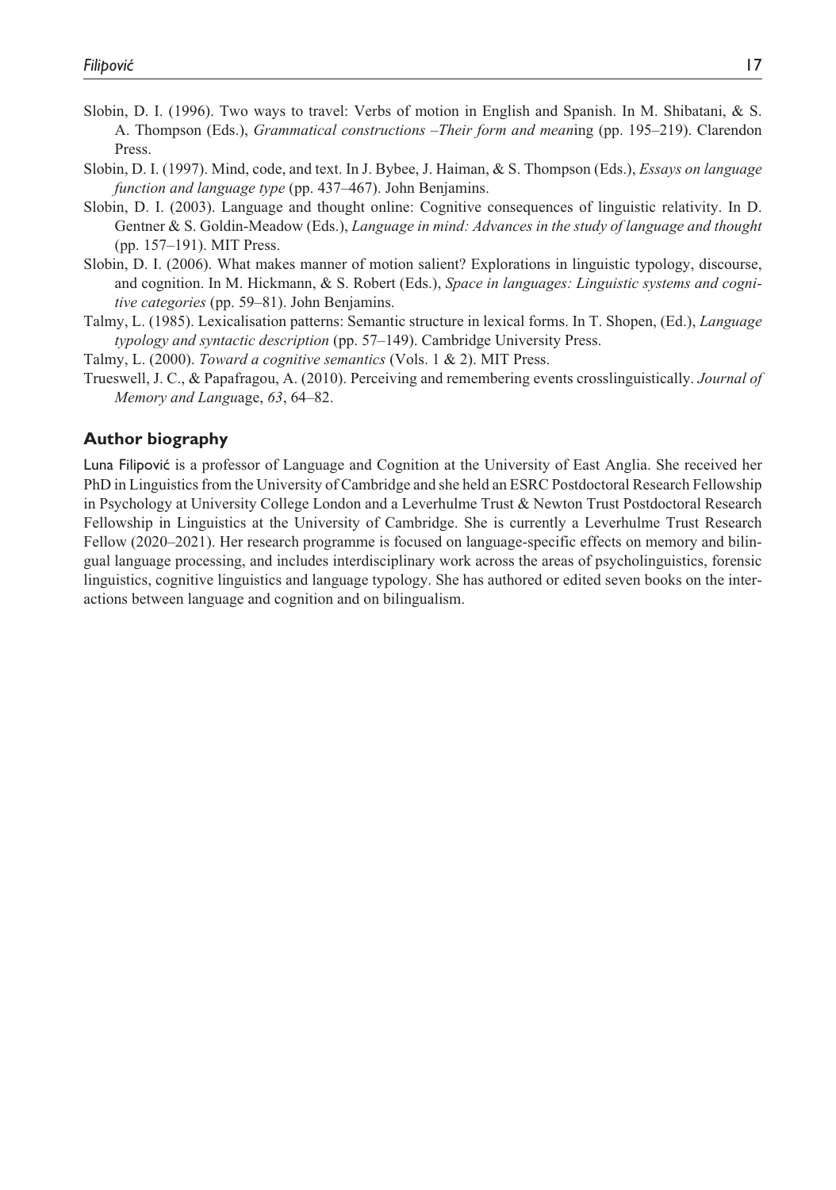Slobin, D. I. (1996). Two ways to travel: Verbs of motion in English and Spanish. In M. Shibatani, & S. A. Thompson (Eds.), *Grammatical constructions –Their form and mean*ing (pp. 195–219). Clarendon Press.

Slobin, D. I. (1997). Mind, code, and text. In J. Bybee, J. Haiman, & S. Thompson (Eds.), *Essays on language function and language type* (pp. 437–467). John Benjamins.

Slobin, D. I. (2003). Language and thought online: Cognitive consequences of linguistic relativity. In D. Gentner & S. Goldin-Meadow (Eds.), *Language in mind: Advances in the study of language and thought* (pp. 157–191). MIT Press.

Slobin, D. I. (2006). What makes manner of motion salient? Explorations in linguistic typology, discourse, and cognition. In M. Hickmann, & S. Robert (Eds.), *Space in languages: Linguistic systems and cognitive categories* (pp. 59–81). John Benjamins.

Talmy, L. (1985). Lexicalisation patterns: Semantic structure in lexical forms. In T. Shopen, (Ed.), *Language typology and syntactic description* (pp. 57–149). Cambridge University Press.

Talmy, L. (2000). *Toward a cognitive semantics* (Vols. 1 & 2). MIT Press.

Trueswell, J. C., & Papafragou, A. (2010). Perceiving and remembering events crosslinguistically. *Journal of Memory and Langu*age, *63*, 64–82.

## Author biography

Luna Filipović is a professor of Language and Cognition at the University of East Anglia. She received her PhD in Linguistics from the University of Cambridge and she held an ESRC Postdoctoral Research Fellowship in Psychology at University College London and a Leverhulme Trust & Newton Trust Postdoctoral Research Fellowship in Linguistics at the University of Cambridge. She is currently a Leverhulme Trust Research Fellow (2020–2021). Her research programme is focused on language-specific effects on memory and bilingual language processing, and includes interdisciplinary work across the areas of psycholinguistics, forensic linguistics, cognitive linguistics and language typology. She has authored or edited seven books on the interactions between language and cognition and on bilingualism.